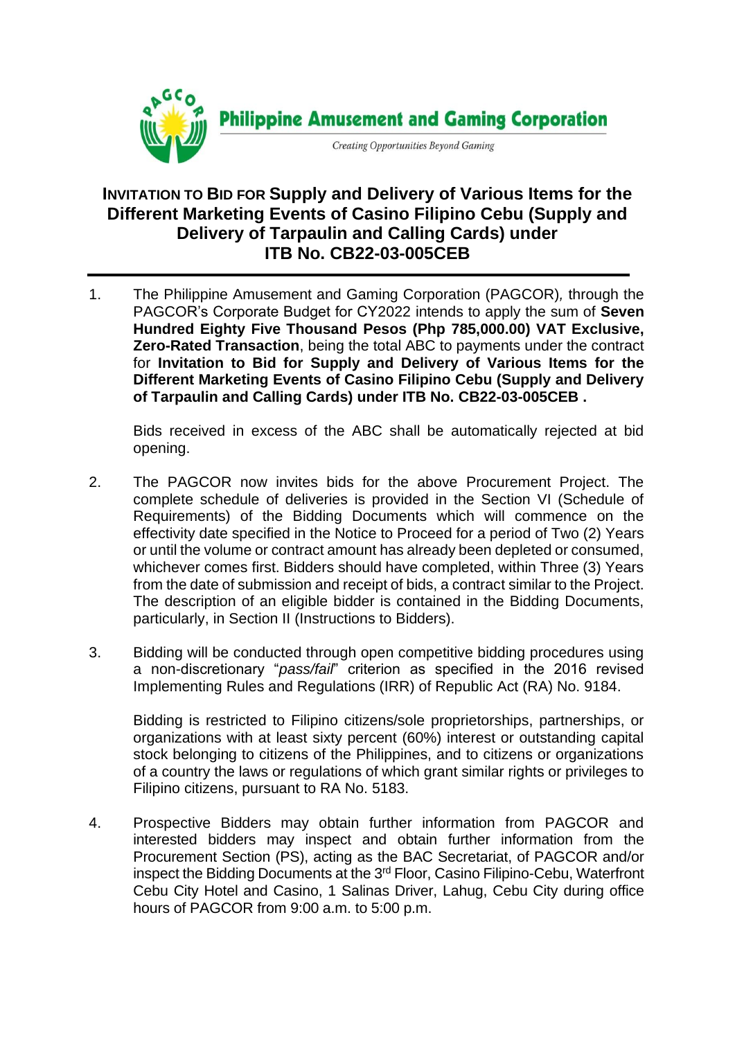**Philippine Amusement and Gaming Corporation**

*Creating Opportunities Beyond Gaming*

# INVITATION TO BID FOR Supply and Delivery of Various Items for the Different Marketing Events of Casino Filipino Cebu (Supply and Delivery of Tarpaulin and Calling Cards) under ITB No. CB22-03-005CEB

1. The Philippine Amusement and Gaming Corporation (PAGCOR), through the PAGCOR's Corporate Budget for CY2022 intends to apply the sum of **Seven Hundred Eighty Five Thousand Pesos (Php 785,000.00) VAT Exclusive, Zero-Rated Transaction**, being the total ABC to payments under the contract for **Invitation to Bid for Supply and Delivery of Various Items for the Different Marketing Events of Casino Filipino Cebu (Supply and Delivery of Tarpaulin and Calling Cards) under ITB No. CB22-03-005CEB .**

   Bids received in excess of the ABC shall be automatically rejected at bid opening.

2. The PAGCOR now invites bids for the above Procurement Project. The complete schedule of deliveries is provided in the Section VI (Schedule of Requirements) of the Bidding Documents which will commence on the effectivity date specified in the Notice to Proceed for a period of Two (2) Years or until the volume or contract amount has already been depleted or consumed, whichever comes first. Bidders should have completed, within Three (3) Years from the date of submission and receipt of bids, a contract similar to the Project. The description of an eligible bidder is contained in the Bidding Documents, particularly, in Section II (Instructions to Bidders).

3. Bidding will be conducted through open competitive bidding procedures using a non-discretionary "*pass/fail*" criterion as specified in the 2016 revised Implementing Rules and Regulations (IRR) of Republic Act (RA) No. 9184.

   Bidding is restricted to Filipino citizens/sole proprietorships, partnerships, or organizations with at least sixty percent (60%) interest or outstanding capital stock belonging to citizens of the Philippines, and to citizens or organizations of a country the laws or regulations of which grant similar rights or privileges to Filipino citizens, pursuant to RA No. 5183.

4. Prospective Bidders may obtain further information from PAGCOR and interested bidders may inspect and obtain further information from the Procurement Section (PS), acting as the BAC Secretariat, of PAGCOR and/or inspect the Bidding Documents at the 3rd Floor, Casino Filipino-Cebu, Waterfront Cebu City Hotel and Casino, 1 Salinas Driver, Lahug, Cebu City during office hours of PAGCOR from 9:00 a.m. to 5:00 p.m.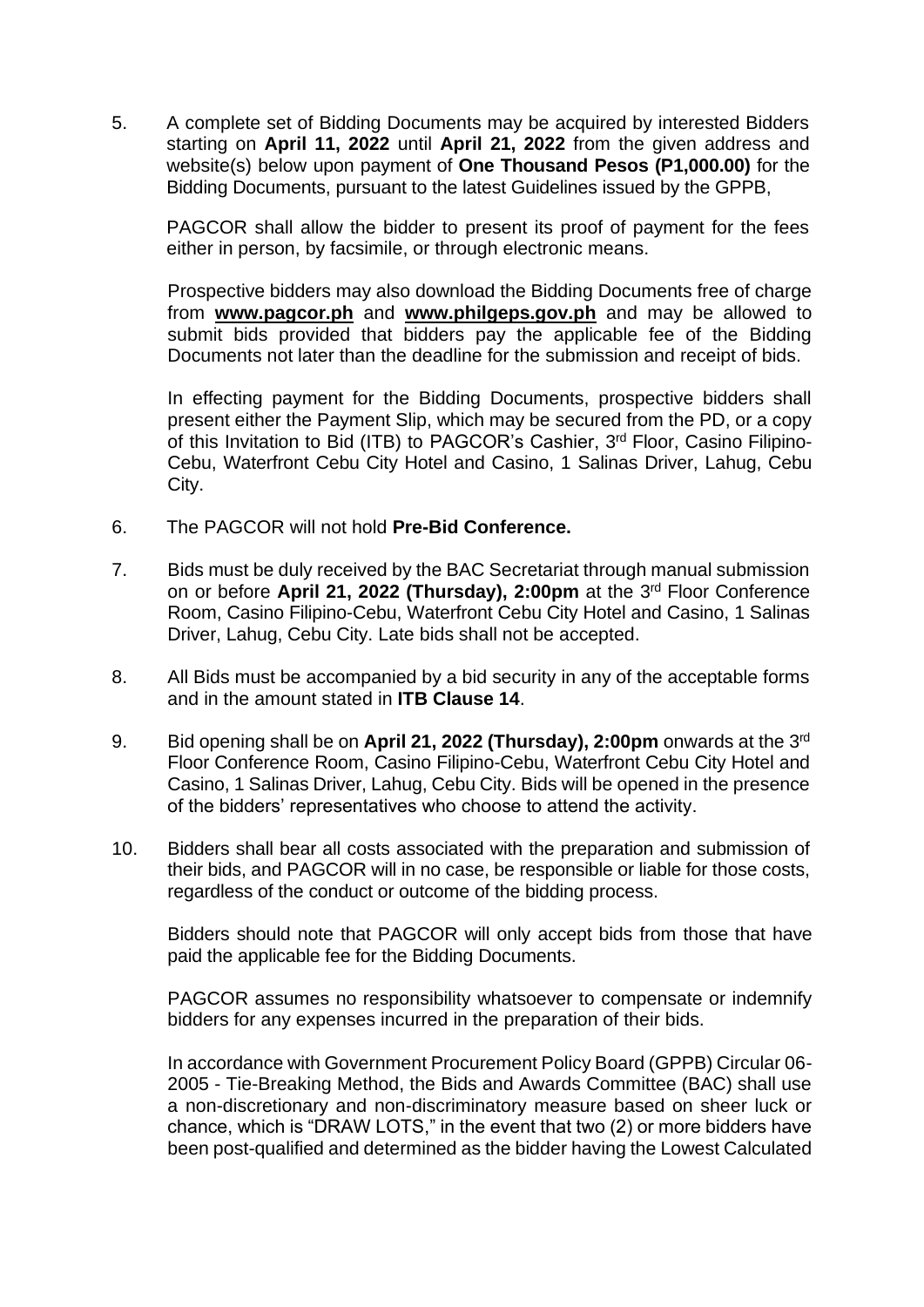5. A complete set of Bidding Documents may be acquired by interested Bidders starting on **April 11, 2022** until **April 21, 2022** from the given address and website(s) below upon payment of **One Thousand Pesos (P1,000.00)** for the Bidding Documents, pursuant to the latest Guidelines issued by the GPPB,

   PAGCOR shall allow the bidder to present its proof of payment for the fees either in person, by facsimile, or through electronic means.

   Prospective bidders may also download the Bidding Documents free of charge from **www.pagcor.ph** and **www.philgeps.gov.ph** and may be allowed to submit bids provided that bidders pay the applicable fee of the Bidding Documents not later than the deadline for the submission and receipt of bids.

   In effecting payment for the Bidding Documents, prospective bidders shall present either the Payment Slip, which may be secured from the PD, or a copy of this Invitation to Bid (ITB) to PAGCOR's Cashier, 3rd Floor, Casino Filipino-Cebu, Waterfront Cebu City Hotel and Casino, 1 Salinas Driver, Lahug, Cebu City.

6. The PAGCOR will not hold **Pre-Bid Conference.**

7. Bids must be duly received by the BAC Secretariat through manual submission on or before **April 21, 2022 (Thursday), 2:00pm** at the 3rd Floor Conference Room, Casino Filipino-Cebu, Waterfront Cebu City Hotel and Casino, 1 Salinas Driver, Lahug, Cebu City. Late bids shall not be accepted.

8. All Bids must be accompanied by a bid security in any of the acceptable forms and in the amount stated in **ITB Clause 14**.

9. Bid opening shall be on **April 21, 2022 (Thursday), 2:00pm** onwards at the 3rd Floor Conference Room, Casino Filipino-Cebu, Waterfront Cebu City Hotel and Casino, 1 Salinas Driver, Lahug, Cebu City. Bids will be opened in the presence of the bidders' representatives who choose to attend the activity.

10. Bidders shall bear all costs associated with the preparation and submission of their bids, and PAGCOR will in no case, be responsible or liable for those costs, regardless of the conduct or outcome of the bidding process.

    Bidders should note that PAGCOR will only accept bids from those that have paid the applicable fee for the Bidding Documents.

    PAGCOR assumes no responsibility whatsoever to compensate or indemnify bidders for any expenses incurred in the preparation of their bids.

    In accordance with Government Procurement Policy Board (GPPB) Circular 06-2005 - Tie-Breaking Method, the Bids and Awards Committee (BAC) shall use a non-discretionary and non-discriminatory measure based on sheer luck or chance, which is "DRAW LOTS," in the event that two (2) or more bidders have been post-qualified and determined as the bidder having the Lowest Calculated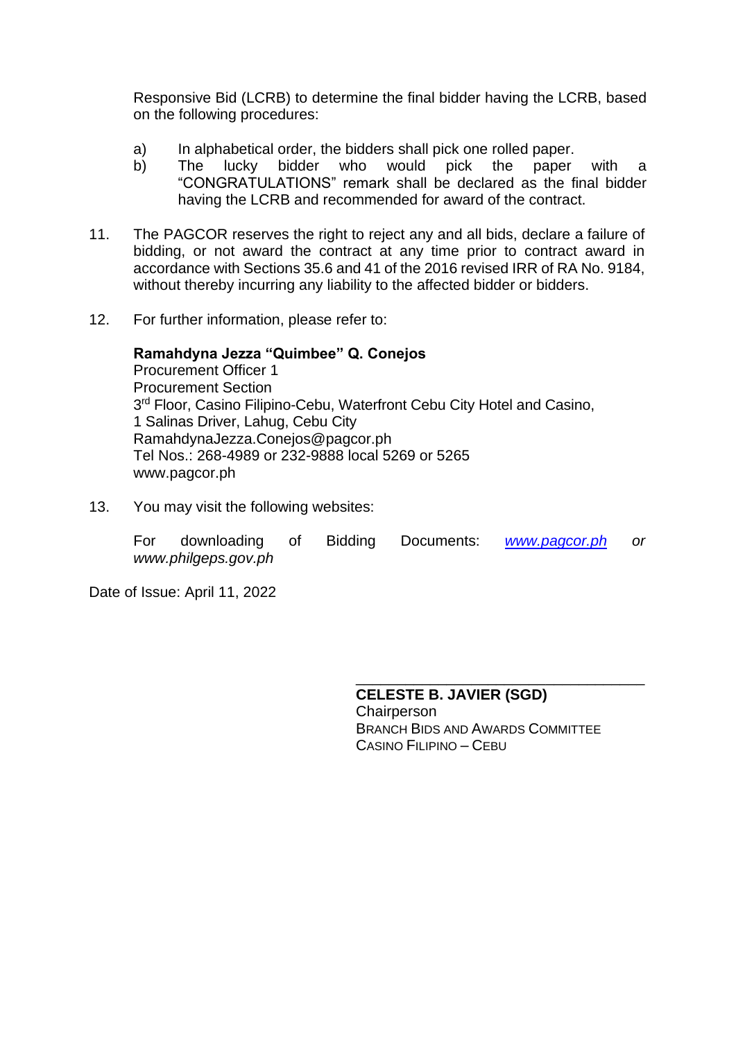Responsive Bid (LCRB) to determine the final bidder having the LCRB, based on the following procedures:

a) In alphabetical order, the bidders shall pick one rolled paper.
b) The lucky bidder who would pick the paper with a "CONGRATULATIONS" remark shall be declared as the final bidder having the LCRB and recommended for award of the contract.

11. The PAGCOR reserves the right to reject any and all bids, declare a failure of bidding, or not award the contract at any time prior to contract award in accordance with Sections 35.6 and 41 of the 2016 revised IRR of RA No. 9184, without thereby incurring any liability to the affected bidder or bidders.

12. For further information, please refer to:

    **Ramahdyna Jezza "Quimbee" Q. Conejos**
    Procurement Officer 1
    Procurement Section
    3rd Floor, Casino Filipino-Cebu, Waterfront Cebu City Hotel and Casino,
    1 Salinas Driver, Lahug, Cebu City
    RamahdynaJezza.Conejos@pagcor.ph
    Tel Nos.: 268-4989 or 232-9888 local 5269 or 5265
    www.pagcor.ph

13. You may visit the following websites:

    For downloading of Bidding Documents: *www.pagcor.ph or www.philgeps.gov.ph*

Date of Issue: April 11, 2022

**CELESTE B. JAVIER (SGD)**
Chairperson
BRANCH BIDS AND AWARDS COMMITTEE
CASINO FILIPINO – CEBU